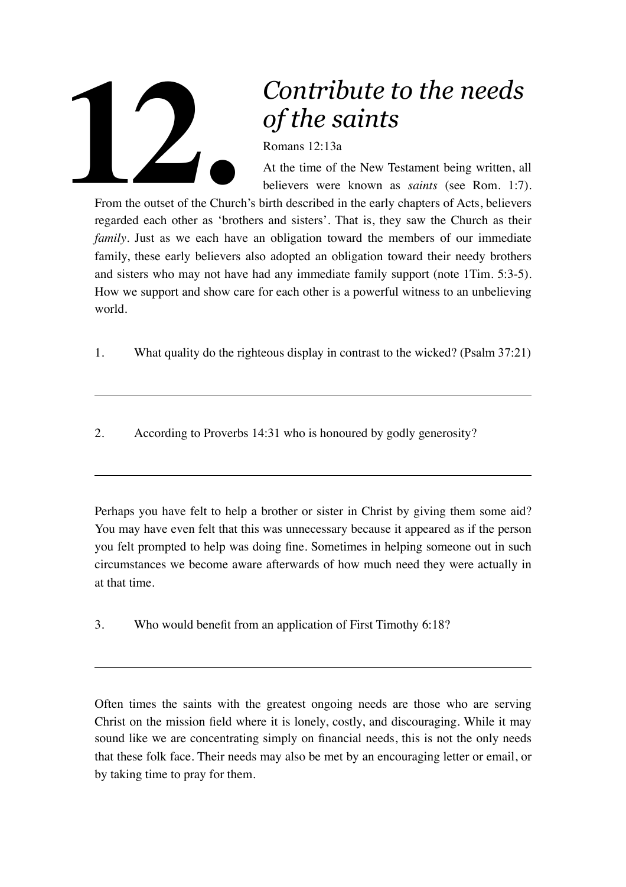# 12. *Contribute to the needs of the saints*

Romans 12:13a

At the time of the New Testament being written, all believers were known as *saints* (see Rom. 1:7). From the outset of the Church's birth described in the early chapters of Acts, believers regarded each other as 'brothers and sisters'. That is, they saw the Church as their *family*. Just as we each have an obligation toward the members of our immediate family, these early believers also adopted an obligation toward their needy brothers and sisters who may not have had any immediate family support (note 1Tim. 5:3-5). How we support and show care for each other is a powerful witness to an unbelieving world.

1. What quality do the righteous display in contrast to the wicked? (Psalm 37:21)

---

2. According to Proverbs 14:31 who is honoured by godly generosity?

---

Perhaps you have felt to help a brother or sister in Christ by giving them some aid? You may have even felt that this was unnecessary because it appeared as if the person you felt prompted to help was doing fine. Sometimes in helping someone out in such circumstances we become aware afterwards of how much need they were actually in at that time.

3. Who would benefit from an application of First Timothy 6:18?

---

Often times the saints with the greatest ongoing needs are those who are serving Christ on the mission field where it is lonely, costly, and discouraging. While it may sound like we are concentrating simply on financial needs, this is not the only needs that these folk face. Their needs may also be met by an encouraging letter or email, or by taking time to pray for them.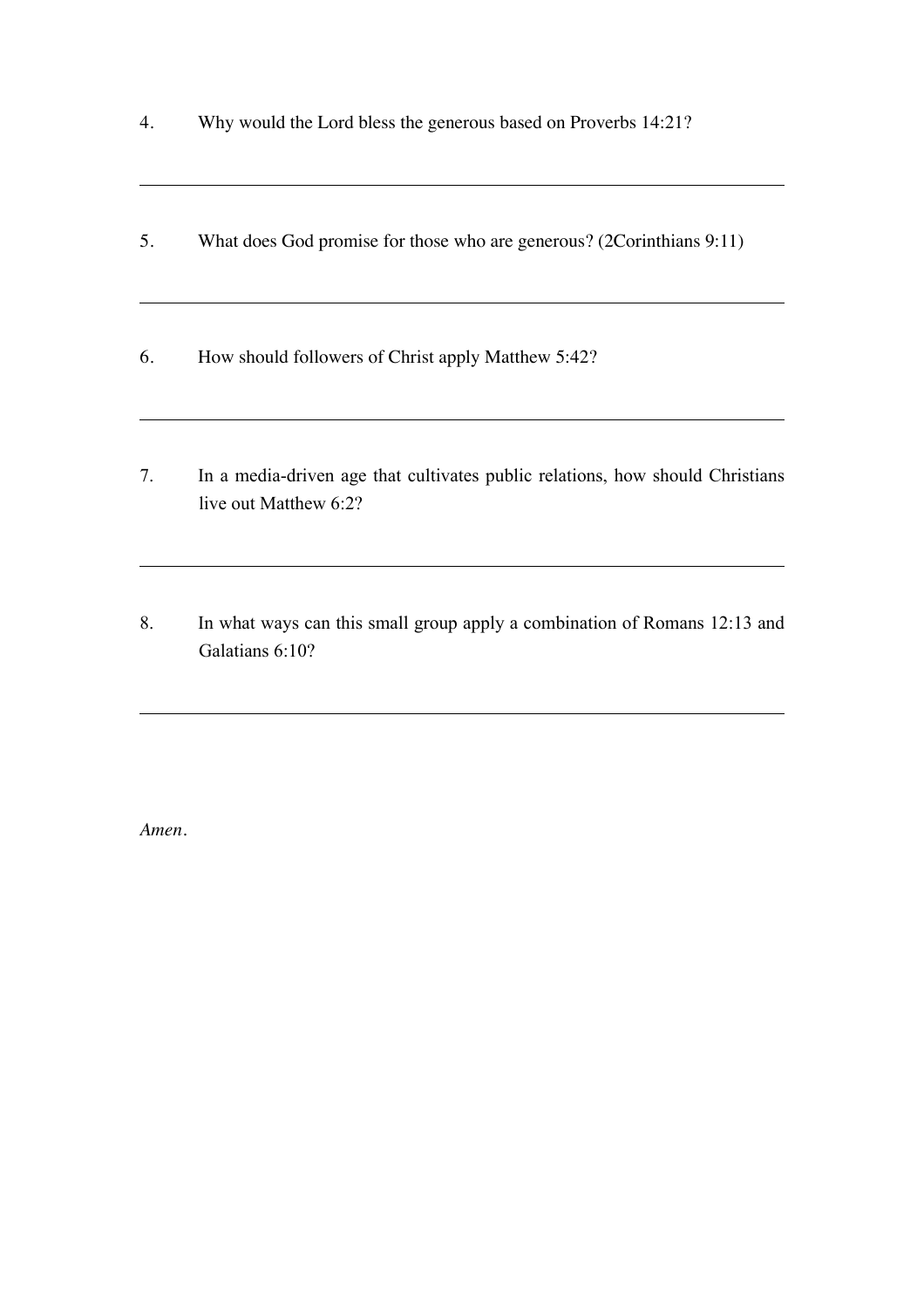4. Why would the Lord bless the generous based on Proverbs 14:21?

---

5. What does God promise for those who are generous? (2Corinthians 9:11)

---

6. How should followers of Christ apply Matthew 5:42?

---

7. In a media-driven age that cultivates public relations, how should Christians live out Matthew 6:2?

---

8. In what ways can this small group apply a combination of Romans 12:13 and Galatians 6:10?

---

*Amen.*